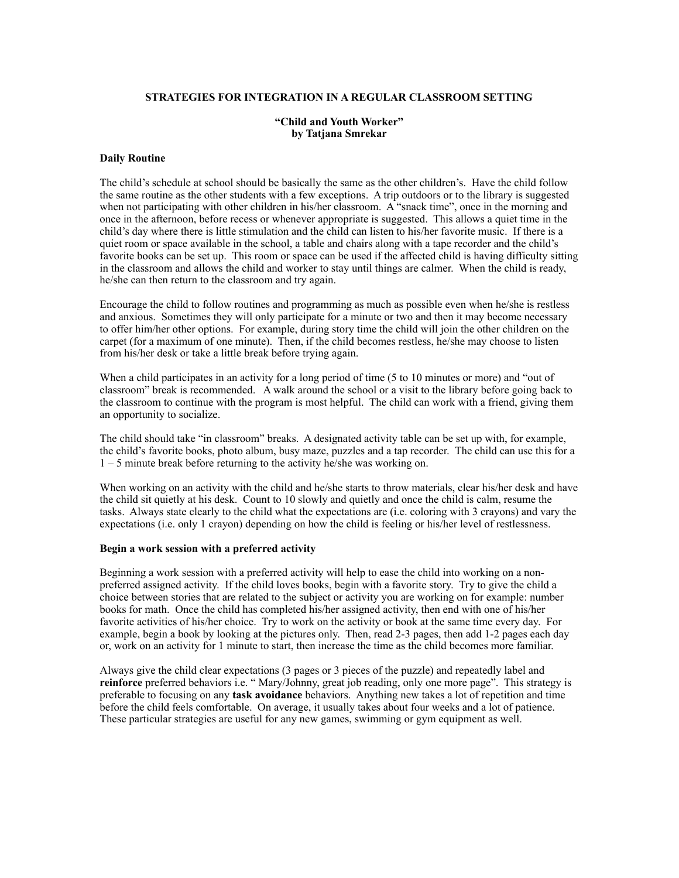# STRATEGIES FOR INTEGRATION IN A REGULAR CLASSROOM SETTING

**"Child and Youth Worker"**
**by Tatjana Smrekar**

## Daily Routine

The child's schedule at school should be basically the same as the other children's. Have the child follow the same routine as the other students with a few exceptions. A trip outdoors or to the library is suggested when not participating with other children in his/her classroom. A "snack time", once in the morning and once in the afternoon, before recess or whenever appropriate is suggested. This allows a quiet time in the child's day where there is little stimulation and the child can listen to his/her favorite music. If there is a quiet room or space available in the school, a table and chairs along with a tape recorder and the child's favorite books can be set up. This room or space can be used if the affected child is having difficulty sitting in the classroom and allows the child and worker to stay until things are calmer. When the child is ready, he/she can then return to the classroom and try again.

Encourage the child to follow routines and programming as much as possible even when he/she is restless and anxious. Sometimes they will only participate for a minute or two and then it may become necessary to offer him/her other options. For example, during story time the child will join the other children on the carpet (for a maximum of one minute). Then, if the child becomes restless, he/she may choose to listen from his/her desk or take a little break before trying again.

When a child participates in an activity for a long period of time (5 to 10 minutes or more) and "out of classroom" break is recommended. A walk around the school or a visit to the library before going back to the classroom to continue with the program is most helpful. The child can work with a friend, giving them an opportunity to socialize.

The child should take "in classroom" breaks. A designated activity table can be set up with, for example, the child's favorite books, photo album, busy maze, puzzles and a tap recorder. The child can use this for a 1 – 5 minute break before returning to the activity he/she was working on.

When working on an activity with the child and he/she starts to throw materials, clear his/her desk and have the child sit quietly at his desk. Count to 10 slowly and quietly and once the child is calm, resume the tasks. Always state clearly to the child what the expectations are (i.e. coloring with 3 crayons) and vary the expectations (i.e. only 1 crayon) depending on how the child is feeling or his/her level of restlessness.

## Begin a work session with a preferred activity

Beginning a work session with a preferred activity will help to ease the child into working on a non-preferred assigned activity. If the child loves books, begin with a favorite story. Try to give the child a choice between stories that are related to the subject or activity you are working on for example: number books for math. Once the child has completed his/her assigned activity, then end with one of his/her favorite activities of his/her choice. Try to work on the activity or book at the same time every day. For example, begin a book by looking at the pictures only. Then, read 2-3 pages, then add 1-2 pages each day or, work on an activity for 1 minute to start, then increase the time as the child becomes more familiar.

Always give the child clear expectations (3 pages or 3 pieces of the puzzle) and repeatedly label and **reinforce** preferred behaviors i.e. " Mary/Johnny, great job reading, only one more page". This strategy is preferable to focusing on any **task avoidance** behaviors. Anything new takes a lot of repetition and time before the child feels comfortable. On average, it usually takes about four weeks and a lot of patience. These particular strategies are useful for any new games, swimming or gym equipment as well.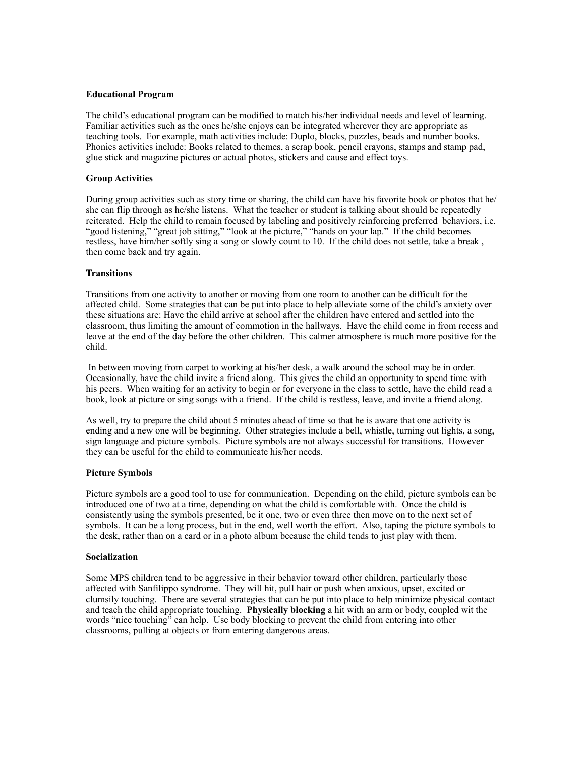**Educational Program**

The child's educational program can be modified to match his/her individual needs and level of learning. Familiar activities such as the ones he/she enjoys can be integrated wherever they are appropriate as teaching tools. For example, math activities include: Duplo, blocks, puzzles, beads and number books. Phonics activities include: Books related to themes, a scrap book, pencil crayons, stamps and stamp pad, glue stick and magazine pictures or actual photos, stickers and cause and effect toys.

**Group Activities**

During group activities such as story time or sharing, the child can have his favorite book or photos that he/she can flip through as he/she listens. What the teacher or student is talking about should be repeatedly reiterated. Help the child to remain focused by labeling and positively reinforcing preferred behaviors, i.e. "good listening," "great job sitting," "look at the picture," "hands on your lap." If the child becomes restless, have him/her softly sing a song or slowly count to 10. If the child does not settle, take a break , then come back and try again.

**Transitions**

Transitions from one activity to another or moving from one room to another can be difficult for the affected child. Some strategies that can be put into place to help alleviate some of the child's anxiety over these situations are: Have the child arrive at school after the children have entered and settled into the classroom, thus limiting the amount of commotion in the hallways. Have the child come in from recess and leave at the end of the day before the other children. This calmer atmosphere is much more positive for the child.

In between moving from carpet to working at his/her desk, a walk around the school may be in order. Occasionally, have the child invite a friend along. This gives the child an opportunity to spend time with his peers. When waiting for an activity to begin or for everyone in the class to settle, have the child read a book, look at picture or sing songs with a friend. If the child is restless, leave, and invite a friend along.

As well, try to prepare the child about 5 minutes ahead of time so that he is aware that one activity is ending and a new one will be beginning. Other strategies include a bell, whistle, turning out lights, a song, sign language and picture symbols. Picture symbols are not always successful for transitions. However they can be useful for the child to communicate his/her needs.

**Picture Symbols**

Picture symbols are a good tool to use for communication. Depending on the child, picture symbols can be introduced one of two at a time, depending on what the child is comfortable with. Once the child is consistently using the symbols presented, be it one, two or even three then move on to the next set of symbols. It can be a long process, but in the end, well worth the effort. Also, taping the picture symbols to the desk, rather than on a card or in a photo album because the child tends to just play with them.

**Socialization**

Some MPS children tend to be aggressive in their behavior toward other children, particularly those affected with Sanfilippo syndrome. They will hit, pull hair or push when anxious, upset, excited or clumsily touching. There are several strategies that can be put into place to help minimize physical contact and teach the child appropriate touching. **Physically blocking** a hit with an arm or body, coupled wit the words "nice touching" can help. Use body blocking to prevent the child from entering into other classrooms, pulling at objects or from entering dangerous areas.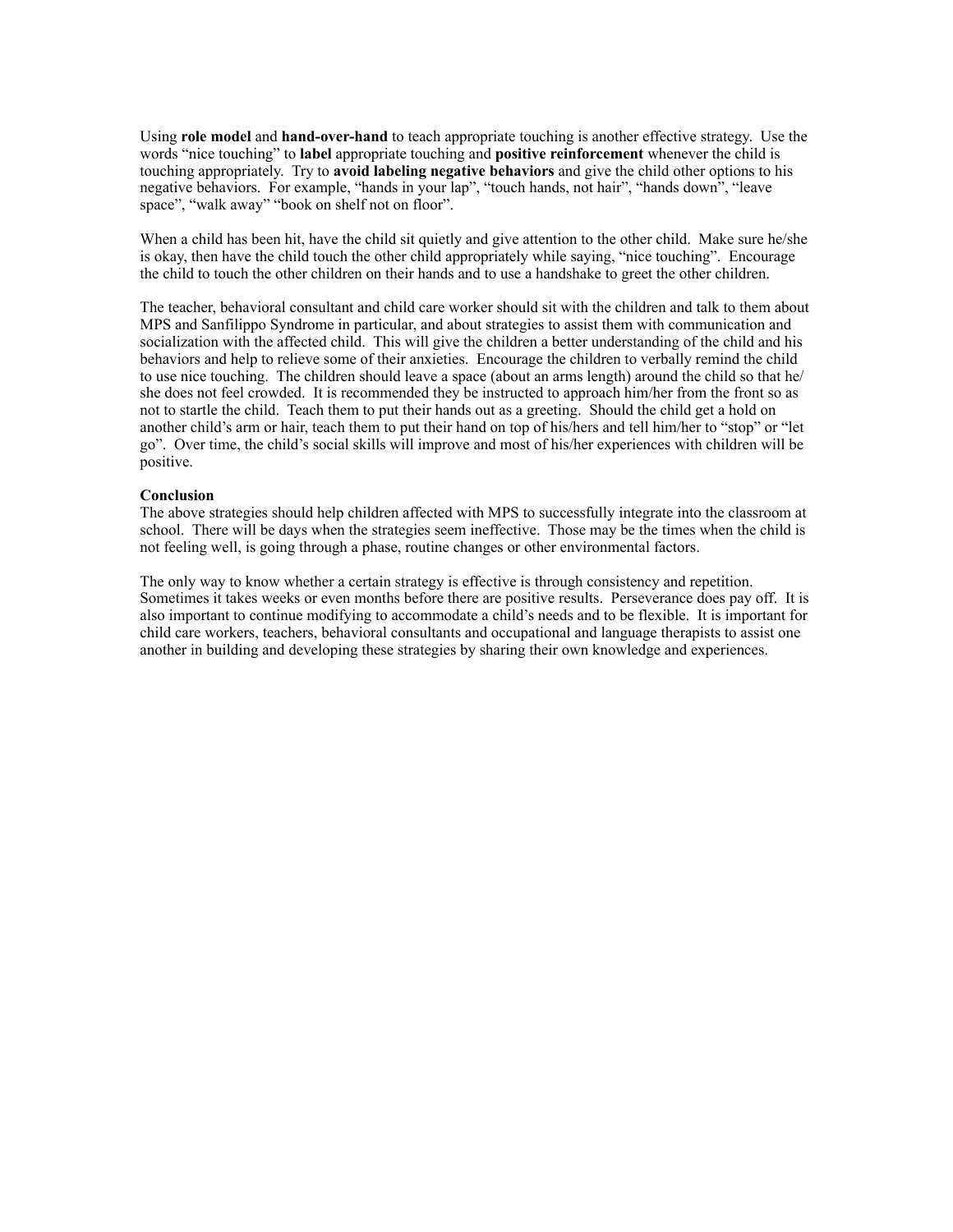Using **role model** and **hand-over-hand** to teach appropriate touching is another effective strategy. Use the words "nice touching" to **label** appropriate touching and **positive reinforcement** whenever the child is touching appropriately. Try to **avoid labeling negative behaviors** and give the child other options to his negative behaviors. For example, "hands in your lap", "touch hands, not hair", "hands down", "leave space", "walk away" "book on shelf not on floor".

When a child has been hit, have the child sit quietly and give attention to the other child. Make sure he/she is okay, then have the child touch the other child appropriately while saying, "nice touching". Encourage the child to touch the other children on their hands and to use a handshake to greet the other children.

The teacher, behavioral consultant and child care worker should sit with the children and talk to them about MPS and Sanfilippo Syndrome in particular, and about strategies to assist them with communication and socialization with the affected child. This will give the children a better understanding of the child and his behaviors and help to relieve some of their anxieties. Encourage the children to verbally remind the child to use nice touching. The children should leave a space (about an arms length) around the child so that he/ she does not feel crowded. It is recommended they be instructed to approach him/her from the front so as not to startle the child. Teach them to put their hands out as a greeting. Should the child get a hold on another child's arm or hair, teach them to put their hand on top of his/hers and tell him/her to "stop" or "let go". Over time, the child's social skills will improve and most of his/her experiences with children will be positive.

**Conclusion**

The above strategies should help children affected with MPS to successfully integrate into the classroom at school. There will be days when the strategies seem ineffective. Those may be the times when the child is not feeling well, is going through a phase, routine changes or other environmental factors.

The only way to know whether a certain strategy is effective is through consistency and repetition. Sometimes it takes weeks or even months before there are positive results. Perseverance does pay off. It is also important to continue modifying to accommodate a child's needs and to be flexible. It is important for child care workers, teachers, behavioral consultants and occupational and language therapists to assist one another in building and developing these strategies by sharing their own knowledge and experiences.